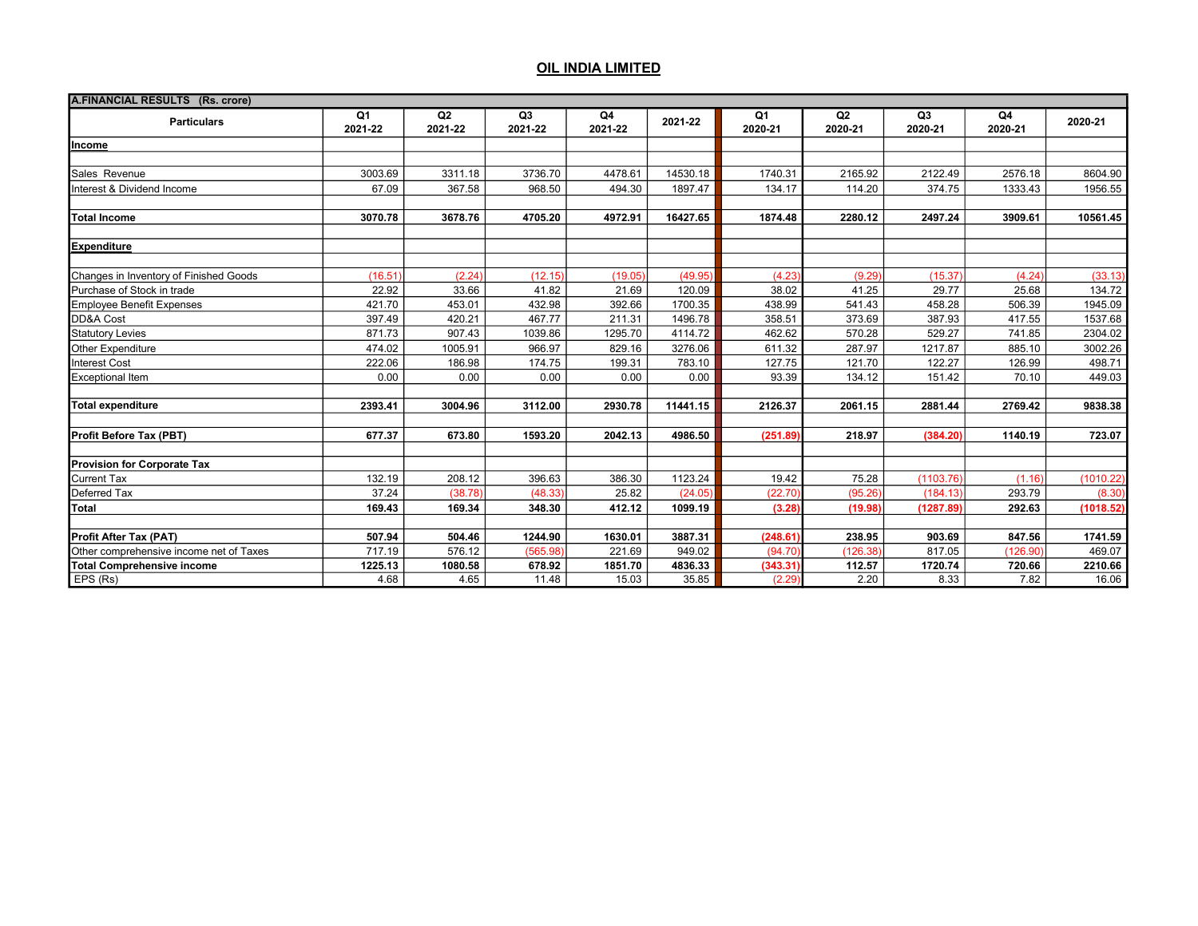# OIL INDIA LIMITED

| A.FINANCIAL RESULTS (Rs. crore) | | | | | | | | | | |
|---|---|---|---|---|---|---|---|---|---|---|
| **Particulars** | **Q1 2021-22** | **Q2 2021-22** | **Q3 2021-22** | **Q4 2021-22** | **2021-22** | **Q1 2020-21** | **Q2 2020-21** | **Q3 2020-21** | **Q4 2020-21** | **2020-21** |
| **Income** | | | | | | | | | | |
| Sales Revenue | 3003.69 | 3311.18 | 3736.70 | 4478.61 | 14530.18 | 1740.31 | 2165.92 | 2122.49 | 2576.18 | 8604.90 |
| Interest & Dividend Income | 67.09 | 367.58 | 968.50 | 494.30 | 1897.47 | 134.17 | 114.20 | 374.75 | 1333.43 | 1956.55 |
| **Total Income** | **3070.78** | **3678.76** | **4705.20** | **4972.91** | **16427.65** | **1874.48** | **2280.12** | **2497.24** | **3909.61** | **10561.45** |
| **Expenditure** | | | | | | | | | | |
| Changes in Inventory of Finished Goods | (16.51) | (2.24) | (12.15) | (19.05) | (49.95) | (4.23) | (9.29) | (15.37) | (4.24) | (33.13) |
| Purchase of Stock in trade | 22.92 | 33.66 | 41.82 | 21.69 | 120.09 | 38.02 | 41.25 | 29.77 | 25.68 | 134.72 |
| Employee Benefit Expenses | 421.70 | 453.01 | 432.98 | 392.66 | 1700.35 | 438.99 | 541.43 | 458.28 | 506.39 | 1945.09 |
| DD&A Cost | 397.49 | 420.21 | 467.77 | 211.31 | 1496.78 | 358.51 | 373.69 | 387.93 | 417.55 | 1537.68 |
| Statutory Levies | 871.73 | 907.43 | 1039.86 | 1295.70 | 4114.72 | 462.62 | 570.28 | 529.27 | 741.85 | 2304.02 |
| Other Expenditure | 474.02 | 1005.91 | 966.97 | 829.16 | 3276.06 | 611.32 | 287.97 | 1217.87 | 885.10 | 3002.26 |
| Interest Cost | 222.06 | 186.98 | 174.75 | 199.31 | 783.10 | 127.75 | 121.70 | 122.27 | 126.99 | 498.71 |
| Exceptional Item | 0.00 | 0.00 | 0.00 | 0.00 | 0.00 | 93.39 | 134.12 | 151.42 | 70.10 | 449.03 |
| **Total expenditure** | **2393.41** | **3004.96** | **3112.00** | **2930.78** | **11441.15** | **2126.37** | **2061.15** | **2881.44** | **2769.42** | **9838.38** |
| **Profit Before Tax (PBT)** | **677.37** | **673.80** | **1593.20** | **2042.13** | **4986.50** | **(251.89)** | **218.97** | **(384.20)** | **1140.19** | **723.07** |
| **Provision for Corporate Tax** | | | | | | | | | | |
| Current Tax | 132.19 | 208.12 | 396.63 | 386.30 | 1123.24 | 19.42 | 75.28 | (1103.76) | (1.16) | (1010.22) |
| Deferred Tax | 37.24 | (38.78) | (48.33) | 25.82 | (24.05) | (22.70) | (95.26) | (184.13) | 293.79 | (8.30) |
| **Total** | **169.43** | **169.34** | **348.30** | **412.12** | **1099.19** | **(3.28)** | **(19.98)** | **(1287.89)** | **292.63** | **(1018.52)** |
| **Profit After Tax (PAT)** | **507.94** | **504.46** | **1244.90** | **1630.01** | **3887.31** | **(248.61)** | **238.95** | **903.69** | **847.56** | **1741.59** |
| Other comprehensive income net of Taxes | 717.19 | 576.12 | (565.98) | 221.69 | 949.02 | (94.70) | (126.38) | 817.05 | (126.90) | 469.07 |
| **Total Comprehensive income** | **1225.13** | **1080.58** | **678.92** | **1851.70** | **4836.33** | **(343.31)** | **112.57** | **1720.74** | **720.66** | **2210.66** |
| EPS (Rs) | 4.68 | 4.65 | 11.48 | 15.03 | 35.85 | (2.29) | 2.20 | 8.33 | 7.82 | 16.06 |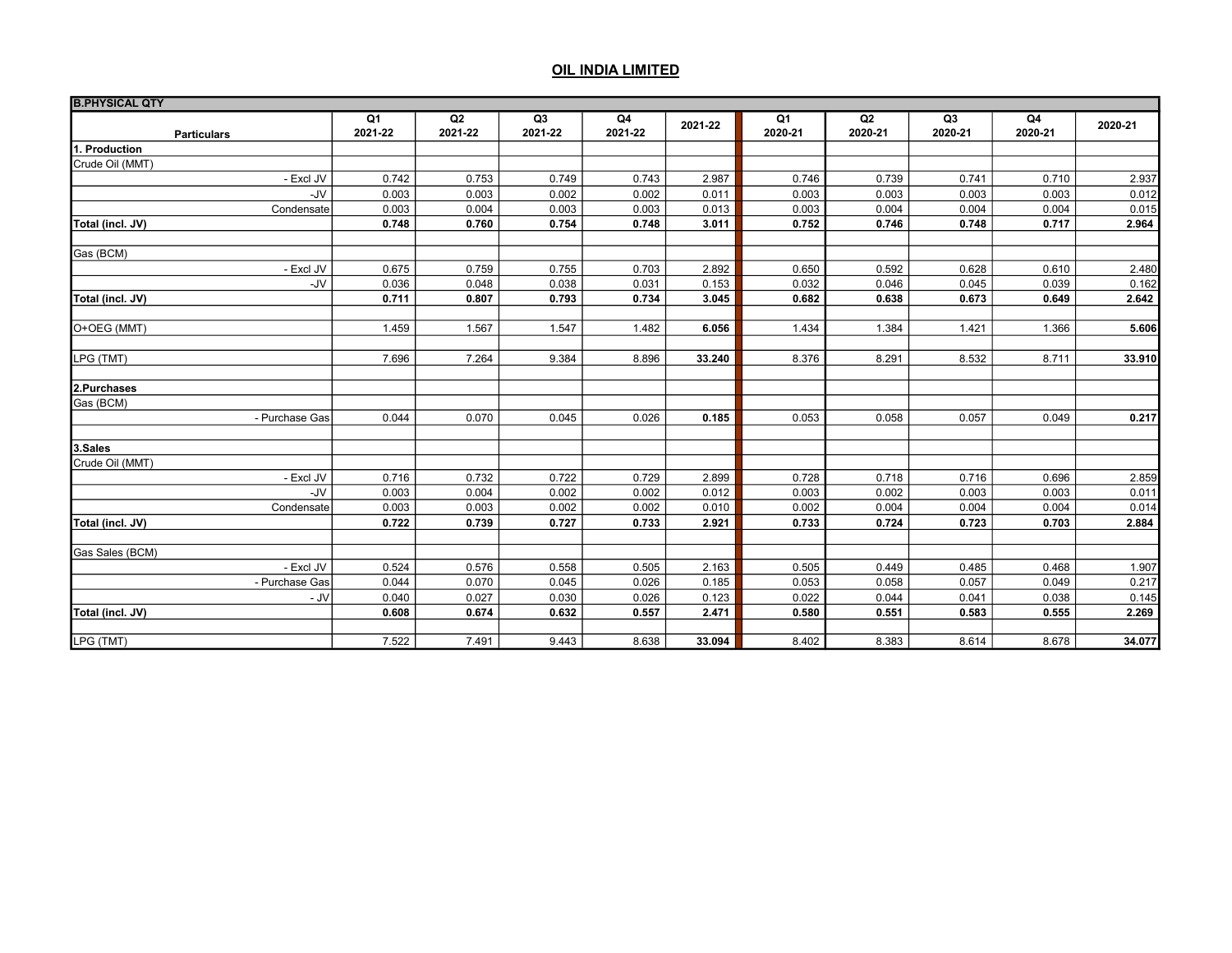## OIL INDIA LIMITED

| B.PHYSICAL QTY | | | | | | | | | | |
|---|---|---|---|---|---|---|---|---|---|---|
| Particulars | Q1 2021-22 | Q2 2021-22 | Q3 2021-22 | Q4 2021-22 | 2021-22 | Q1 2020-21 | Q2 2020-21 | Q3 2020-21 | Q4 2020-21 | 2020-21 |
| **1. Production** | | | | | | | | | | |
| Crude Oil (MMT) | | | | | | | | | | |
| - Excl JV | 0.742 | 0.753 | 0.749 | 0.743 | 2.987 | 0.746 | 0.739 | 0.741 | 0.710 | 2.937 |
| -JV | 0.003 | 0.003 | 0.002 | 0.002 | 0.011 | 0.003 | 0.003 | 0.003 | 0.003 | 0.012 |
| Condensate | 0.003 | 0.004 | 0.003 | 0.003 | 0.013 | 0.003 | 0.004 | 0.004 | 0.004 | 0.015 |
| **Total (incl. JV)** | **0.748** | **0.760** | **0.754** | **0.748** | **3.011** | **0.752** | **0.746** | **0.748** | **0.717** | **2.964** |
| | | | | | | | | | | |
| Gas (BCM) | | | | | | | | | | |
| - Excl JV | 0.675 | 0.759 | 0.755 | 0.703 | 2.892 | 0.650 | 0.592 | 0.628 | 0.610 | 2.480 |
| -JV | 0.036 | 0.048 | 0.038 | 0.031 | 0.153 | 0.032 | 0.046 | 0.045 | 0.039 | 0.162 |
| **Total (incl. JV)** | **0.711** | **0.807** | **0.793** | **0.734** | **3.045** | **0.682** | **0.638** | **0.673** | **0.649** | **2.642** |
| | | | | | | | | | | |
| O+OEG (MMT) | 1.459 | 1.567 | 1.547 | 1.482 | **6.056** | 1.434 | 1.384 | 1.421 | 1.366 | **5.606** |
| | | | | | | | | | | |
| LPG (TMT) | 7.696 | 7.264 | 9.384 | 8.896 | **33.240** | 8.376 | 8.291 | 8.532 | 8.711 | **33.910** |
| | | | | | | | | | | |
| **2.Purchases** | | | | | | | | | | |
| Gas (BCM) | | | | | | | | | | |
| - Purchase Gas | 0.044 | 0.070 | 0.045 | 0.026 | **0.185** | 0.053 | 0.058 | 0.057 | 0.049 | **0.217** |
| | | | | | | | | | | |
| **3.Sales** | | | | | | | | | | |
| Crude Oil (MMT) | | | | | | | | | | |
| - Excl JV | 0.716 | 0.732 | 0.722 | 0.729 | 2.899 | 0.728 | 0.718 | 0.716 | 0.696 | 2.859 |
| -JV | 0.003 | 0.004 | 0.002 | 0.002 | 0.012 | 0.003 | 0.002 | 0.003 | 0.003 | 0.011 |
| Condensate | 0.003 | 0.003 | 0.002 | 0.002 | 0.010 | 0.002 | 0.004 | 0.004 | 0.004 | 0.014 |
| **Total (incl. JV)** | **0.722** | **0.739** | **0.727** | **0.733** | **2.921** | **0.733** | **0.724** | **0.723** | **0.703** | **2.884** |
| | | | | | | | | | | |
| Gas Sales (BCM) | | | | | | | | | | |
| - Excl JV | 0.524 | 0.576 | 0.558 | 0.505 | 2.163 | 0.505 | 0.449 | 0.485 | 0.468 | 1.907 |
| - Purchase Gas | 0.044 | 0.070 | 0.045 | 0.026 | 0.185 | 0.053 | 0.058 | 0.057 | 0.049 | 0.217 |
| - JV | 0.040 | 0.027 | 0.030 | 0.026 | 0.123 | 0.022 | 0.044 | 0.041 | 0.038 | 0.145 |
| **Total (incl. JV)** | **0.608** | **0.674** | **0.632** | **0.557** | **2.471** | **0.580** | **0.551** | **0.583** | **0.555** | **2.269** |
| | | | | | | | | | | |
| LPG (TMT) | 7.522 | 7.491 | 9.443 | 8.638 | **33.094** | 8.402 | 8.383 | 8.614 | 8.678 | **34.077** |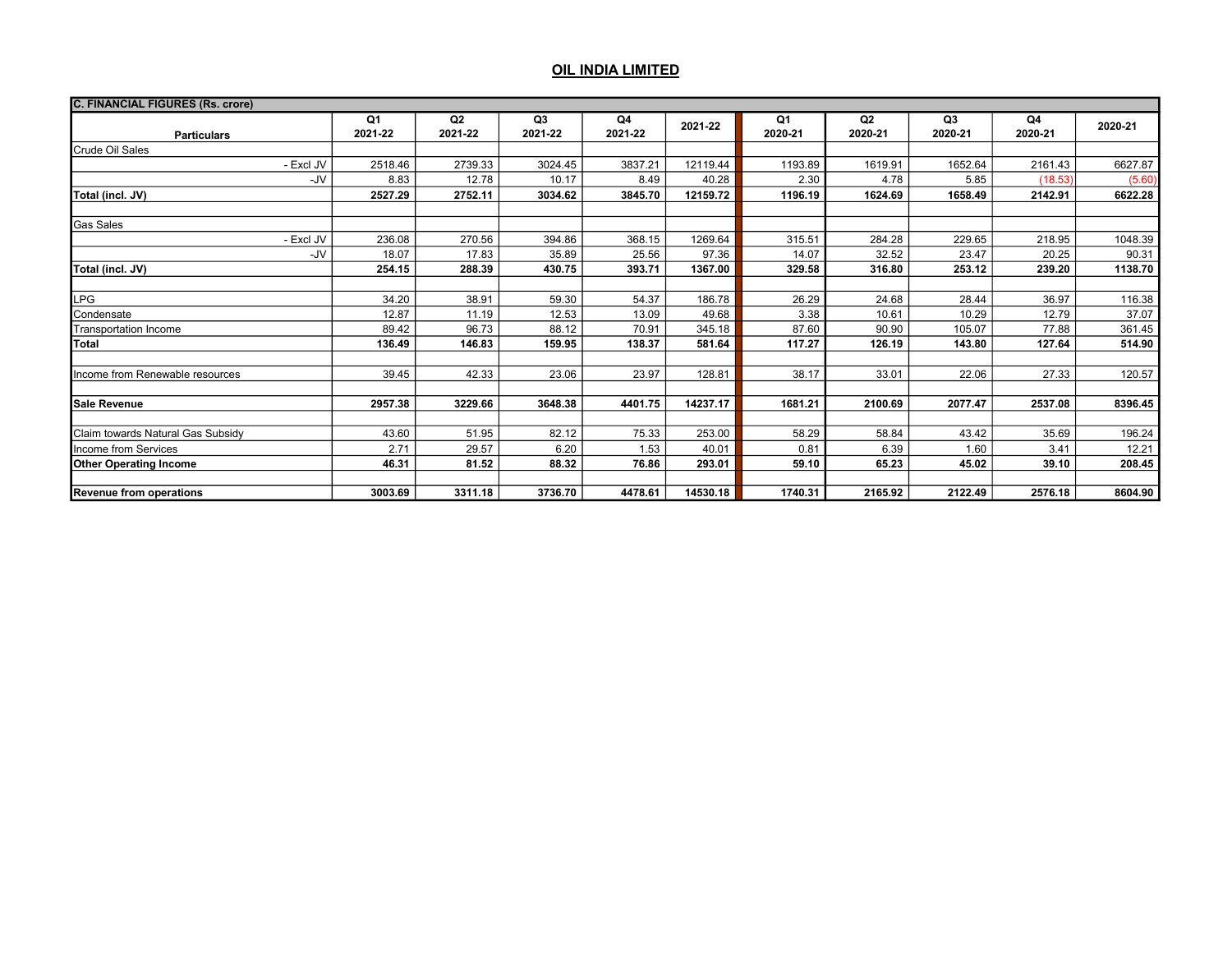## OIL INDIA LIMITED

| C. FINANCIAL FIGURES (Rs. crore) | | | | | | | | | | |
|---|---|---|---|---|---|---|---|---|---|---|
| **Particulars** | **Q1 2021-22** | **Q2 2021-22** | **Q3 2021-22** | **Q4 2021-22** | **2021-22** | **Q1 2020-21** | **Q2 2020-21** | **Q3 2020-21** | **Q4 2020-21** | **2020-21** |
| Crude Oil Sales | | | | | | | | | | |
| - Excl JV | 2518.46 | 2739.33 | 3024.45 | 3837.21 | 12119.44 | 1193.89 | 1619.91 | 1652.64 | 2161.43 | 6627.87 |
| -JV | 8.83 | 12.78 | 10.17 | 8.49 | 40.28 | 2.30 | 4.78 | 5.85 | (18.53) | (5.60) |
| **Total (incl. JV)** | **2527.29** | **2752.11** | **3034.62** | **3845.70** | **12159.72** | **1196.19** | **1624.69** | **1658.49** | **2142.91** | **6622.28** |
| | | | | | | | | | | |
| Gas Sales | | | | | | | | | | |
| - Excl JV | 236.08 | 270.56 | 394.86 | 368.15 | 1269.64 | 315.51 | 284.28 | 229.65 | 218.95 | 1048.39 |
| -JV | 18.07 | 17.83 | 35.89 | 25.56 | 97.36 | 14.07 | 32.52 | 23.47 | 20.25 | 90.31 |
| **Total (incl. JV)** | **254.15** | **288.39** | **430.75** | **393.71** | **1367.00** | **329.58** | **316.80** | **253.12** | **239.20** | **1138.70** |
| | | | | | | | | | | |
| LPG | 34.20 | 38.91 | 59.30 | 54.37 | 186.78 | 26.29 | 24.68 | 28.44 | 36.97 | 116.38 |
| Condensate | 12.87 | 11.19 | 12.53 | 13.09 | 49.68 | 3.38 | 10.61 | 10.29 | 12.79 | 37.07 |
| Transportation Income | 89.42 | 96.73 | 88.12 | 70.91 | 345.18 | 87.60 | 90.90 | 105.07 | 77.88 | 361.45 |
| **Total** | **136.49** | **146.83** | **159.95** | **138.37** | **581.64** | **117.27** | **126.19** | **143.80** | **127.64** | **514.90** |
| | | | | | | | | | | |
| Income from Renewable resources | 39.45 | 42.33 | 23.06 | 23.97 | 128.81 | 38.17 | 33.01 | 22.06 | 27.33 | 120.57 |
| | | | | | | | | | | |
| **Sale Revenue** | **2957.38** | **3229.66** | **3648.38** | **4401.75** | **14237.17** | **1681.21** | **2100.69** | **2077.47** | **2537.08** | **8396.45** |
| | | | | | | | | | | |
| Claim towards Natural Gas Subsidy | 43.60 | 51.95 | 82.12 | 75.33 | 253.00 | 58.29 | 58.84 | 43.42 | 35.69 | 196.24 |
| Income from Services | 2.71 | 29.57 | 6.20 | 1.53 | 40.01 | 0.81 | 6.39 | 1.60 | 3.41 | 12.21 |
| **Other Operating Income** | **46.31** | **81.52** | **88.32** | **76.86** | **293.01** | **59.10** | **65.23** | **45.02** | **39.10** | **208.45** |
| | | | | | | | | | | |
| **Revenue from operations** | **3003.69** | **3311.18** | **3736.70** | **4478.61** | **14530.18** | **1740.31** | **2165.92** | **2122.49** | **2576.18** | **8604.90** |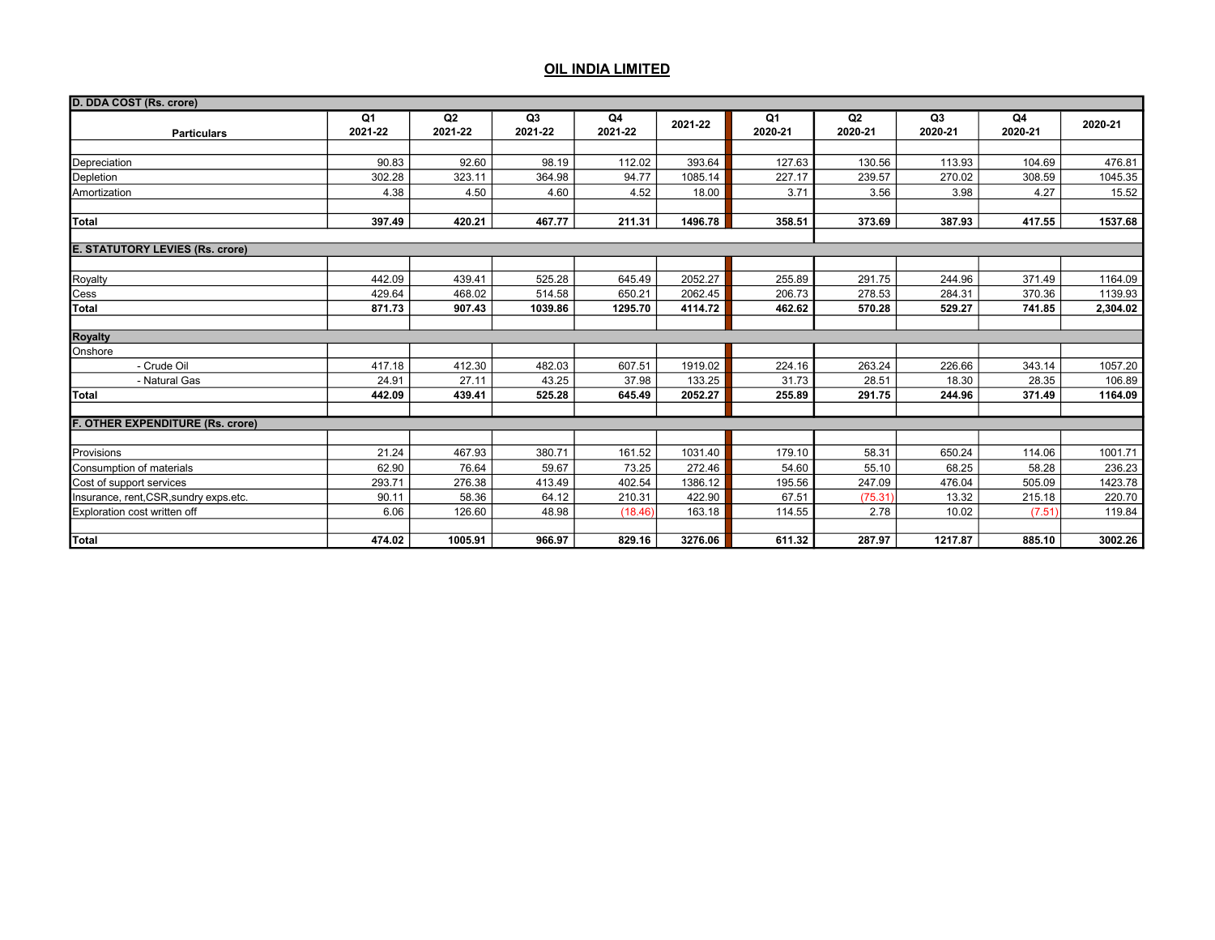## OIL INDIA LIMITED

| Particulars | Q1 2021-22 | Q2 2021-22 | Q3 2021-22 | Q4 2021-22 | 2021-22 | Q1 2020-21 | Q2 2020-21 | Q3 2020-21 | Q4 2020-21 | 2020-21 |
|---|---|---|---|---|---|---|---|---|---|---|
| **D. DDA COST (Rs. crore)** | | | | | | | | | | |
| Depreciation | 90.83 | 92.60 | 98.19 | 112.02 | 393.64 | 127.63 | 130.56 | 113.93 | 104.69 | 476.81 |
| Depletion | 302.28 | 323.11 | 364.98 | 94.77 | 1085.14 | 227.17 | 239.57 | 270.02 | 308.59 | 1045.35 |
| Amortization | 4.38 | 4.50 | 4.60 | 4.52 | 18.00 | 3.71 | 3.56 | 3.98 | 4.27 | 15.52 |
| **Total** | **397.49** | **420.21** | **467.77** | **211.31** | **1496.78** | **358.51** | **373.69** | **387.93** | **417.55** | **1537.68** |
| **E. STATUTORY LEVIES (Rs. crore)** | | | | | | | | | | |
| Royalty | 442.09 | 439.41 | 525.28 | 645.49 | 2052.27 | 255.89 | 291.75 | 244.96 | 371.49 | 1164.09 |
| Cess | 429.64 | 468.02 | 514.58 | 650.21 | 2062.45 | 206.73 | 278.53 | 284.31 | 370.36 | 1139.93 |
| **Total** | **871.73** | **907.43** | **1039.86** | **1295.70** | **4114.72** | **462.62** | **570.28** | **529.27** | **741.85** | **2,304.02** |
| **Royalty** | | | | | | | | | | |
| Onshore | | | | | | | | | | |
| - Crude Oil | 417.18 | 412.30 | 482.03 | 607.51 | 1919.02 | 224.16 | 263.24 | 226.66 | 343.14 | 1057.20 |
| - Natural Gas | 24.91 | 27.11 | 43.25 | 37.98 | 133.25 | 31.73 | 28.51 | 18.30 | 28.35 | 106.89 |
| **Total** | **442.09** | **439.41** | **525.28** | **645.49** | **2052.27** | **255.89** | **291.75** | **244.96** | **371.49** | **1164.09** |
| **F. OTHER EXPENDITURE (Rs. crore)** | | | | | | | | | | |
| Provisions | 21.24 | 467.93 | 380.71 | 161.52 | 1031.40 | 179.10 | 58.31 | 650.24 | 114.06 | 1001.71 |
| Consumption of materials | 62.90 | 76.64 | 59.67 | 73.25 | 272.46 | 54.60 | 55.10 | 68.25 | 58.28 | 236.23 |
| Cost of support services | 293.71 | 276.38 | 413.49 | 402.54 | 1386.12 | 195.56 | 247.09 | 476.04 | 505.09 | 1423.78 |
| Insurance, rent,CSR,sundry exps.etc. | 90.11 | 58.36 | 64.12 | 210.31 | 422.90 | 67.51 | (75.31) | 13.32 | 215.18 | 220.70 |
| Exploration cost written off | 6.06 | 126.60 | 48.98 | (18.46) | 163.18 | 114.55 | 2.78 | 10.02 | (7.51) | 119.84 |
| **Total** | **474.02** | **1005.91** | **966.97** | **829.16** | **3276.06** | **611.32** | **287.97** | **1217.87** | **885.10** | **3002.26** |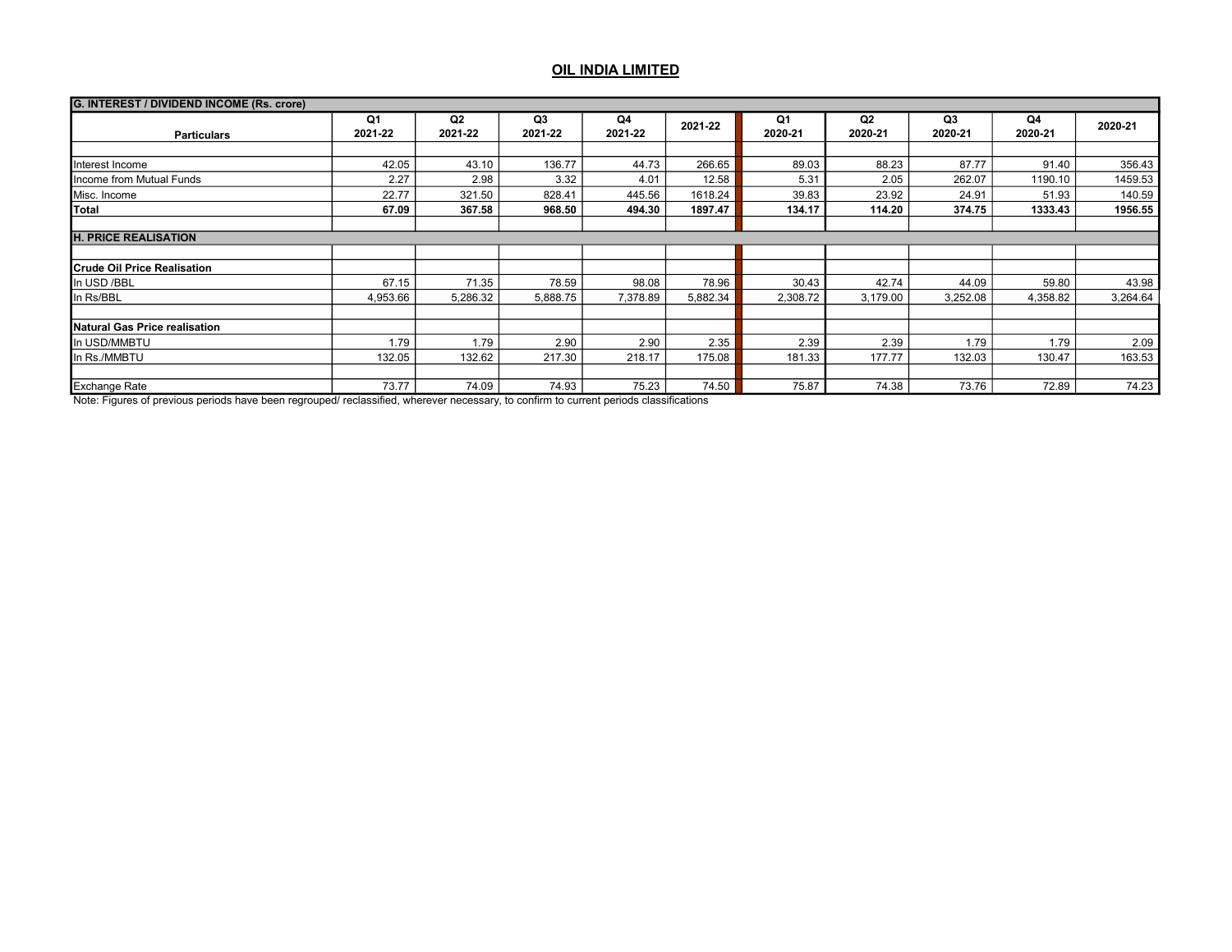## OIL INDIA LIMITED

| G. INTEREST / DIVIDEND INCOME (Rs. crore) | | | | | | | | | | |
|---|---|---|---|---|---|---|---|---|---|---|
| **Particulars** | **Q1 2021-22** | **Q2 2021-22** | **Q3 2021-22** | **Q4 2021-22** | **2021-22** | **Q1 2020-21** | **Q2 2020-21** | **Q3 2020-21** | **Q4 2020-21** | **2020-21** |
| Interest Income | 42.05 | 43.10 | 136.77 | 44.73 | 266.65 | 89.03 | 88.23 | 87.77 | 91.40 | 356.43 |
| Income from Mutual Funds | 2.27 | 2.98 | 3.32 | 4.01 | 12.58 | 5.31 | 2.05 | 262.07 | 1190.10 | 1459.53 |
| Misc. Income | 22.77 | 321.50 | 828.41 | 445.56 | 1618.24 | 39.83 | 23.92 | 24.91 | 51.93 | 140.59 |
| **Total** | **67.09** | **367.58** | **968.50** | **494.30** | **1897.47** | **134.17** | **114.20** | **374.75** | **1333.43** | **1956.55** |
| **H. PRICE REALISATION** | | | | | | | | | | |
| **Crude Oil Price Realisation** | | | | | | | | | | |
| In USD /BBL | 67.15 | 71.35 | 78.59 | 98.08 | 78.96 | 30.43 | 42.74 | 44.09 | 59.80 | 43.98 |
| In Rs/BBL | 4,953.66 | 5,286.32 | 5,888.75 | 7,378.89 | 5,882.34 | 2,308.72 | 3,179.00 | 3,252.08 | 4,358.82 | 3,264.64 |
| **Natural Gas Price realisation** | | | | | | | | | | |
| In USD/MMBTU | 1.79 | 1.79 | 2.90 | 2.90 | 2.35 | 2.39 | 2.39 | 1.79 | 1.79 | 2.09 |
| In Rs./MMBTU | 132.05 | 132.62 | 217.30 | 218.17 | 175.08 | 181.33 | 177.77 | 132.03 | 130.47 | 163.53 |
| Exchange Rate | 73.77 | 74.09 | 74.93 | 75.23 | 74.50 | 75.87 | 74.38 | 73.76 | 72.89 | 74.23 |

Note: Figures of previous periods have been regrouped/ reclassified, wherever necessary, to confirm to current periods classifications